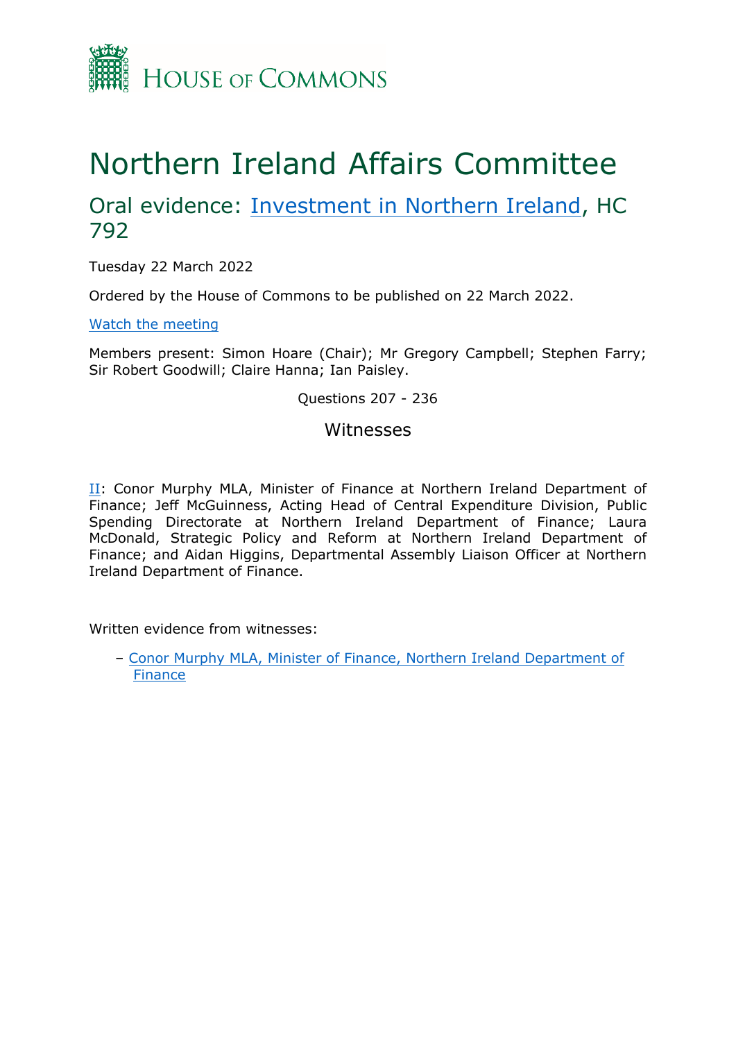HOUSE OF COMMONS

# Northern Ireland Affairs Committee

## Oral evidence: Investment in Northern Ireland, HC 792

Tuesday 22 March 2022

Ordered by the House of Commons to be published on 22 March 2022.

Watch the meeting

Members present: Simon Hoare (Chair); Mr Gregory Campbell; Stephen Farry; Sir Robert Goodwill; Claire Hanna; Ian Paisley.

Questions 207 - 236

### Witnesses

II: Conor Murphy MLA, Minister of Finance at Northern Ireland Department of Finance; Jeff McGuinness, Acting Head of Central Expenditure Division, Public Spending Directorate at Northern Ireland Department of Finance; Laura McDonald, Strategic Policy and Reform at Northern Ireland Department of Finance; and Aidan Higgins, Departmental Assembly Liaison Officer at Northern Ireland Department of Finance.

Written evidence from witnesses:

– Conor Murphy MLA, Minister of Finance, Northern Ireland Department of Finance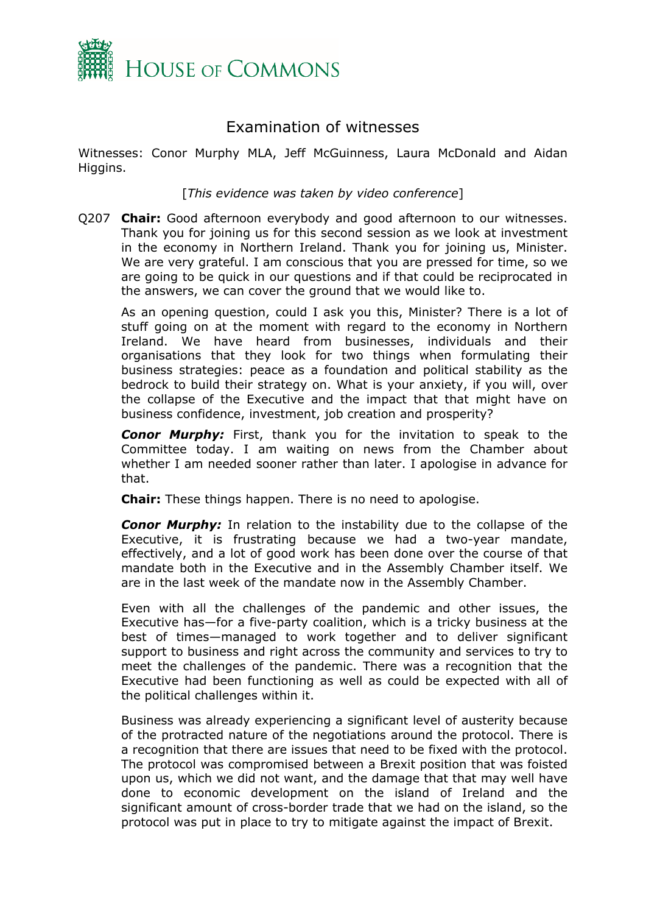# Examination of witnesses

Witnesses: Conor Murphy MLA, Jeff McGuinness, Laura McDonald and Aidan Higgins.

[*This evidence was taken by video conference*]

Q207 **Chair:** Good afternoon everybody and good afternoon to our witnesses. Thank you for joining us for this second session as we look at investment in the economy in Northern Ireland. Thank you for joining us, Minister. We are very grateful. I am conscious that you are pressed for time, so we are going to be quick in our questions and if that could be reciprocated in the answers, we can cover the ground that we would like to.

As an opening question, could I ask you this, Minister? There is a lot of stuff going on at the moment with regard to the economy in Northern Ireland. We have heard from businesses, individuals and their organisations that they look for two things when formulating their business strategies: peace as a foundation and political stability as the bedrock to build their strategy on. What is your anxiety, if you will, over the collapse of the Executive and the impact that that might have on business confidence, investment, job creation and prosperity?

***Conor Murphy:*** First, thank you for the invitation to speak to the Committee today. I am waiting on news from the Chamber about whether I am needed sooner rather than later. I apologise in advance for that.

**Chair:** These things happen. There is no need to apologise.

***Conor Murphy:*** In relation to the instability due to the collapse of the Executive, it is frustrating because we had a two-year mandate, effectively, and a lot of good work has been done over the course of that mandate both in the Executive and in the Assembly Chamber itself. We are in the last week of the mandate now in the Assembly Chamber.

Even with all the challenges of the pandemic and other issues, the Executive has—for a five-party coalition, which is a tricky business at the best of times—managed to work together and to deliver significant support to business and right across the community and services to try to meet the challenges of the pandemic. There was a recognition that the Executive had been functioning as well as could be expected with all of the political challenges within it.

Business was already experiencing a significant level of austerity because of the protracted nature of the negotiations around the protocol. There is a recognition that there are issues that need to be fixed with the protocol. The protocol was compromised between a Brexit position that was foisted upon us, which we did not want, and the damage that that may well have done to economic development on the island of Ireland and the significant amount of cross-border trade that we had on the island, so the protocol was put in place to try to mitigate against the impact of Brexit.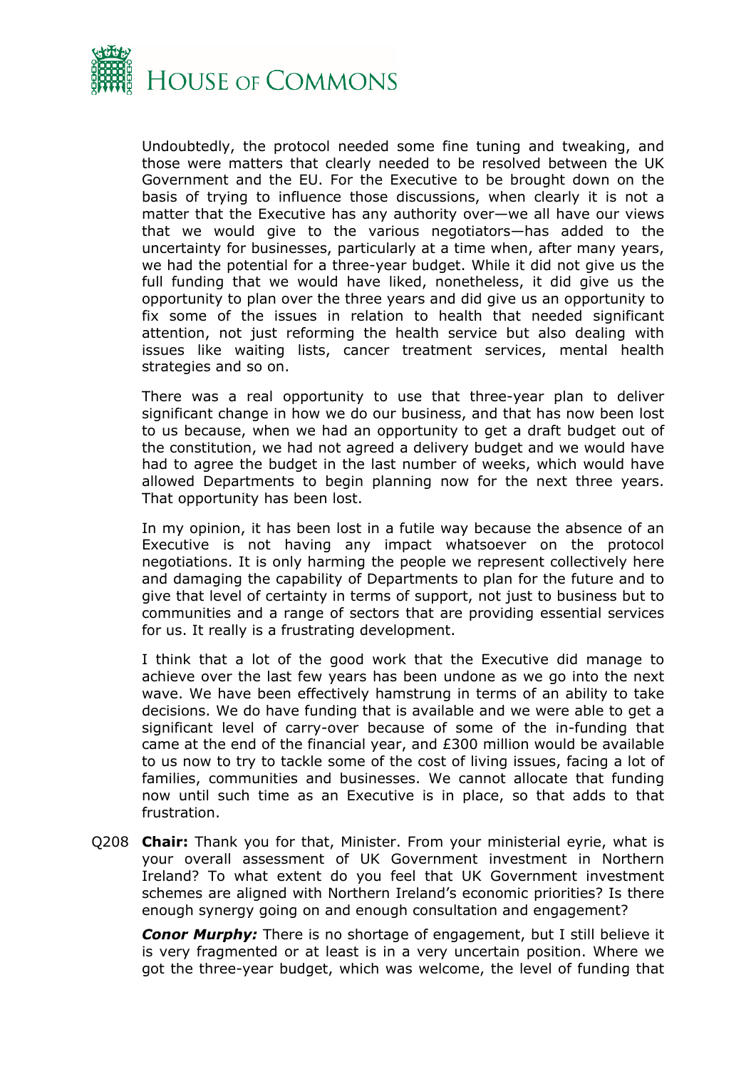Undoubtedly, the protocol needed some fine tuning and tweaking, and those were matters that clearly needed to be resolved between the UK Government and the EU. For the Executive to be brought down on the basis of trying to influence those discussions, when clearly it is not a matter that the Executive has any authority over—we all have our views that we would give to the various negotiators—has added to the uncertainty for businesses, particularly at a time when, after many years, we had the potential for a three-year budget. While it did not give us the full funding that we would have liked, nonetheless, it did give us the opportunity to plan over the three years and did give us an opportunity to fix some of the issues in relation to health that needed significant attention, not just reforming the health service but also dealing with issues like waiting lists, cancer treatment services, mental health strategies and so on.

There was a real opportunity to use that three-year plan to deliver significant change in how we do our business, and that has now been lost to us because, when we had an opportunity to get a draft budget out of the constitution, we had not agreed a delivery budget and we would have had to agree the budget in the last number of weeks, which would have allowed Departments to begin planning now for the next three years. That opportunity has been lost.

In my opinion, it has been lost in a futile way because the absence of an Executive is not having any impact whatsoever on the protocol negotiations. It is only harming the people we represent collectively here and damaging the capability of Departments to plan for the future and to give that level of certainty in terms of support, not just to business but to communities and a range of sectors that are providing essential services for us. It really is a frustrating development.

I think that a lot of the good work that the Executive did manage to achieve over the last few years has been undone as we go into the next wave. We have been effectively hamstrung in terms of an ability to take decisions. We do have funding that is available and we were able to get a significant level of carry-over because of some of the in-funding that came at the end of the financial year, and £300 million would be available to us now to try to tackle some of the cost of living issues, facing a lot of families, communities and businesses. We cannot allocate that funding now until such time as an Executive is in place, so that adds to that frustration.

Q208 **Chair:** Thank you for that, Minister. From your ministerial eyrie, what is your overall assessment of UK Government investment in Northern Ireland? To what extent do you feel that UK Government investment schemes are aligned with Northern Ireland's economic priorities? Is there enough synergy going on and enough consultation and engagement?

***Conor Murphy:*** There is no shortage of engagement, but I still believe it is very fragmented or at least is in a very uncertain position. Where we got the three-year budget, which was welcome, the level of funding that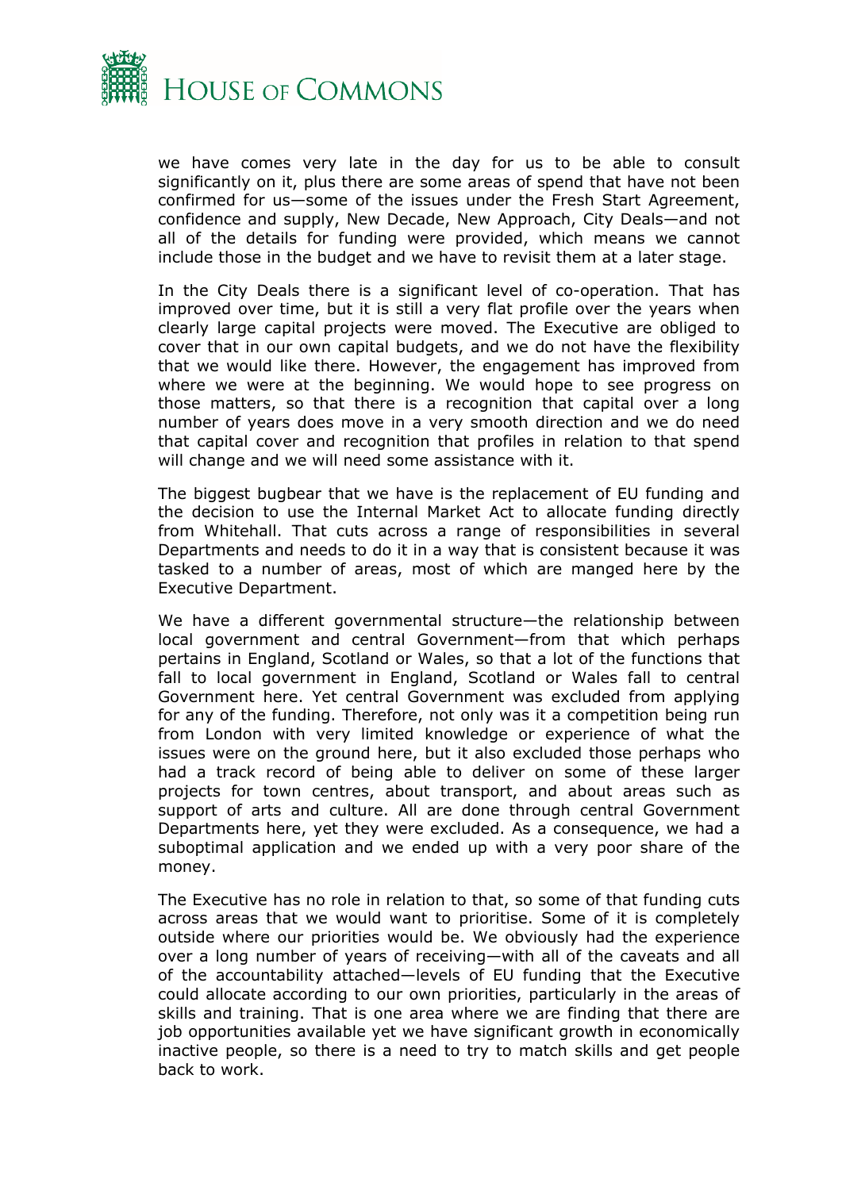we have comes very late in the day for us to be able to consult significantly on it, plus there are some areas of spend that have not been confirmed for us—some of the issues under the Fresh Start Agreement, confidence and supply, New Decade, New Approach, City Deals—and not all of the details for funding were provided, which means we cannot include those in the budget and we have to revisit them at a later stage.

In the City Deals there is a significant level of co-operation. That has improved over time, but it is still a very flat profile over the years when clearly large capital projects were moved. The Executive are obliged to cover that in our own capital budgets, and we do not have the flexibility that we would like there. However, the engagement has improved from where we were at the beginning. We would hope to see progress on those matters, so that there is a recognition that capital over a long number of years does move in a very smooth direction and we do need that capital cover and recognition that profiles in relation to that spend will change and we will need some assistance with it.

The biggest bugbear that we have is the replacement of EU funding and the decision to use the Internal Market Act to allocate funding directly from Whitehall. That cuts across a range of responsibilities in several Departments and needs to do it in a way that is consistent because it was tasked to a number of areas, most of which are manged here by the Executive Department.

We have a different governmental structure—the relationship between local government and central Government—from that which perhaps pertains in England, Scotland or Wales, so that a lot of the functions that fall to local government in England, Scotland or Wales fall to central Government here. Yet central Government was excluded from applying for any of the funding. Therefore, not only was it a competition being run from London with very limited knowledge or experience of what the issues were on the ground here, but it also excluded those perhaps who had a track record of being able to deliver on some of these larger projects for town centres, about transport, and about areas such as support of arts and culture. All are done through central Government Departments here, yet they were excluded. As a consequence, we had a suboptimal application and we ended up with a very poor share of the money.

The Executive has no role in relation to that, so some of that funding cuts across areas that we would want to prioritise. Some of it is completely outside where our priorities would be. We obviously had the experience over a long number of years of receiving—with all of the caveats and all of the accountability attached—levels of EU funding that the Executive could allocate according to our own priorities, particularly in the areas of skills and training. That is one area where we are finding that there are job opportunities available yet we have significant growth in economically inactive people, so there is a need to try to match skills and get people back to work.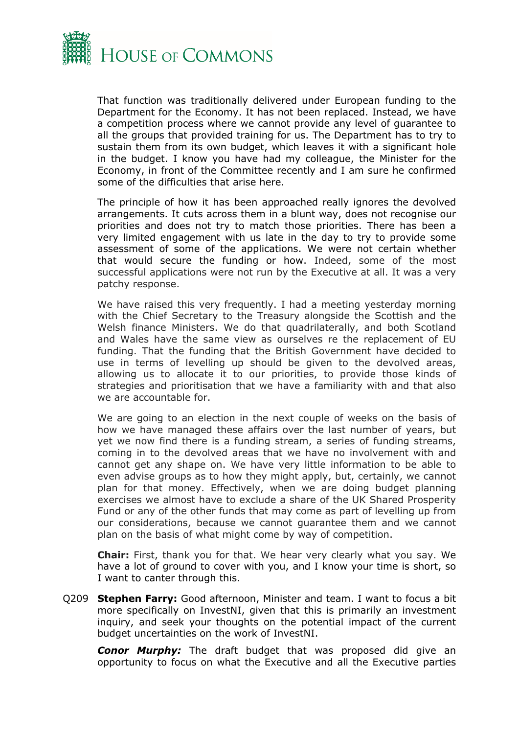That function was traditionally delivered under European funding to the Department for the Economy. It has not been replaced. Instead, we have a competition process where we cannot provide any level of guarantee to all the groups that provided training for us. The Department has to try to sustain them from its own budget, which leaves it with a significant hole in the budget. I know you have had my colleague, the Minister for the Economy, in front of the Committee recently and I am sure he confirmed some of the difficulties that arise here.

The principle of how it has been approached really ignores the devolved arrangements. It cuts across them in a blunt way, does not recognise our priorities and does not try to match those priorities. There has been a very limited engagement with us late in the day to try to provide some assessment of some of the applications. We were not certain whether that would secure the funding or how. Indeed, some of the most successful applications were not run by the Executive at all. It was a very patchy response.

We have raised this very frequently. I had a meeting yesterday morning with the Chief Secretary to the Treasury alongside the Scottish and the Welsh finance Ministers. We do that quadrilaterally, and both Scotland and Wales have the same view as ourselves re the replacement of EU funding. That the funding that the British Government have decided to use in terms of levelling up should be given to the devolved areas, allowing us to allocate it to our priorities, to provide those kinds of strategies and prioritisation that we have a familiarity with and that also we are accountable for.

We are going to an election in the next couple of weeks on the basis of how we have managed these affairs over the last number of years, but yet we now find there is a funding stream, a series of funding streams, coming in to the devolved areas that we have no involvement with and cannot get any shape on. We have very little information to be able to even advise groups as to how they might apply, but, certainly, we cannot plan for that money. Effectively, when we are doing budget planning exercises we almost have to exclude a share of the UK Shared Prosperity Fund or any of the other funds that may come as part of levelling up from our considerations, because we cannot guarantee them and we cannot plan on the basis of what might come by way of competition.

**Chair:** First, thank you for that. We hear very clearly what you say. We have a lot of ground to cover with you, and I know your time is short, so I want to canter through this.

Q209 **Stephen Farry:** Good afternoon, Minister and team. I want to focus a bit more specifically on InvestNI, given that this is primarily an investment inquiry, and seek your thoughts on the potential impact of the current budget uncertainties on the work of InvestNI.

***Conor Murphy:*** The draft budget that was proposed did give an opportunity to focus on what the Executive and all the Executive parties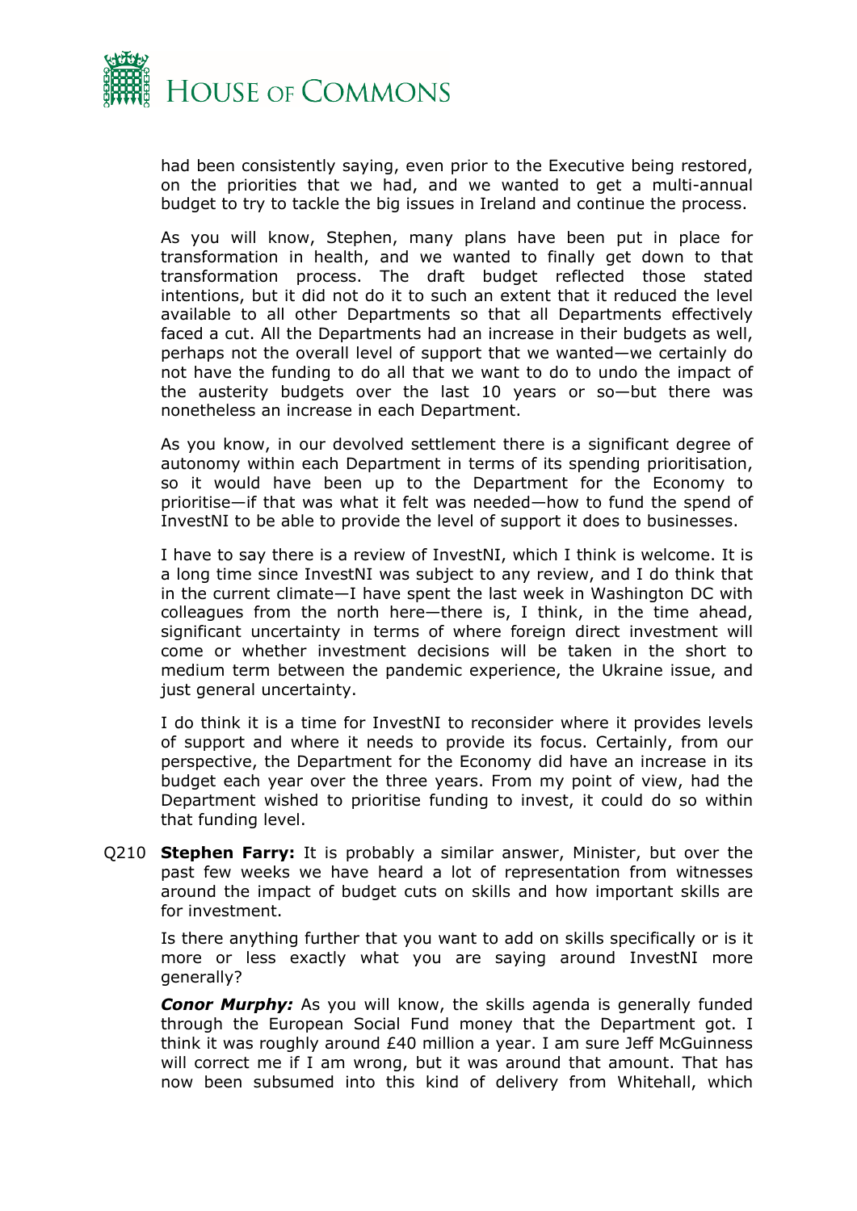had been consistently saying, even prior to the Executive being restored, on the priorities that we had, and we wanted to get a multi-annual budget to try to tackle the big issues in Ireland and continue the process.

As you will know, Stephen, many plans have been put in place for transformation in health, and we wanted to finally get down to that transformation process. The draft budget reflected those stated intentions, but it did not do it to such an extent that it reduced the level available to all other Departments so that all Departments effectively faced a cut. All the Departments had an increase in their budgets as well, perhaps not the overall level of support that we wanted—we certainly do not have the funding to do all that we want to do to undo the impact of the austerity budgets over the last 10 years or so—but there was nonetheless an increase in each Department.

As you know, in our devolved settlement there is a significant degree of autonomy within each Department in terms of its spending prioritisation, so it would have been up to the Department for the Economy to prioritise—if that was what it felt was needed—how to fund the spend of InvestNI to be able to provide the level of support it does to businesses.

I have to say there is a review of InvestNI, which I think is welcome. It is a long time since InvestNI was subject to any review, and I do think that in the current climate—I have spent the last week in Washington DC with colleagues from the north here—there is, I think, in the time ahead, significant uncertainty in terms of where foreign direct investment will come or whether investment decisions will be taken in the short to medium term between the pandemic experience, the Ukraine issue, and just general uncertainty.

I do think it is a time for InvestNI to reconsider where it provides levels of support and where it needs to provide its focus. Certainly, from our perspective, the Department for the Economy did have an increase in its budget each year over the three years. From my point of view, had the Department wished to prioritise funding to invest, it could do so within that funding level.

Q210 **Stephen Farry:** It is probably a similar answer, Minister, but over the past few weeks we have heard a lot of representation from witnesses around the impact of budget cuts on skills and how important skills are for investment.

Is there anything further that you want to add on skills specifically or is it more or less exactly what you are saying around InvestNI more generally?

***Conor Murphy:*** As you will know, the skills agenda is generally funded through the European Social Fund money that the Department got. I think it was roughly around £40 million a year. I am sure Jeff McGuinness will correct me if I am wrong, but it was around that amount. That has now been subsumed into this kind of delivery from Whitehall, which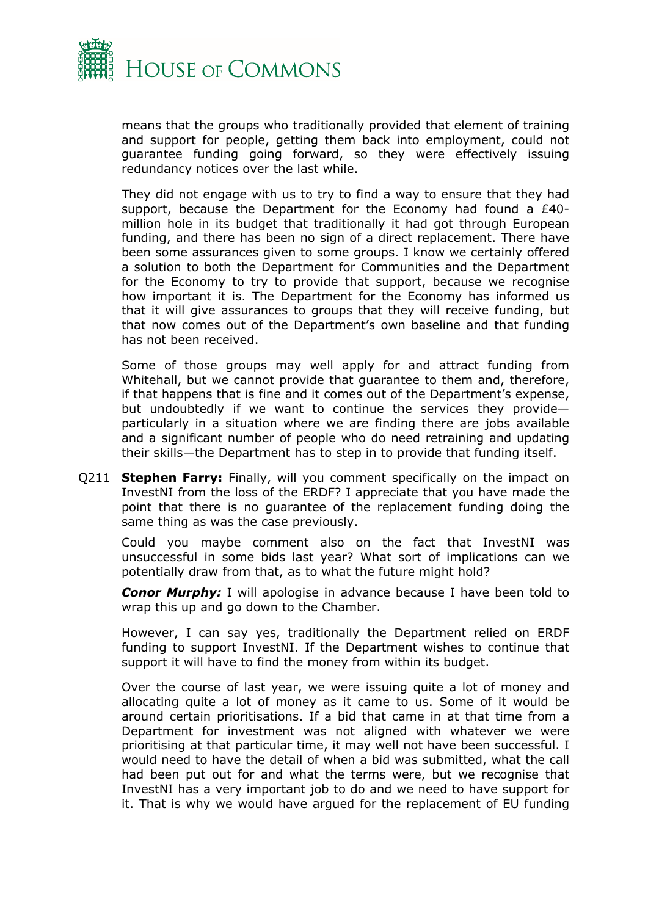means that the groups who traditionally provided that element of training and support for people, getting them back into employment, could not guarantee funding going forward, so they were effectively issuing redundancy notices over the last while.

They did not engage with us to try to find a way to ensure that they had support, because the Department for the Economy had found a £40-million hole in its budget that traditionally it had got through European funding, and there has been no sign of a direct replacement. There have been some assurances given to some groups. I know we certainly offered a solution to both the Department for Communities and the Department for the Economy to try to provide that support, because we recognise how important it is. The Department for the Economy has informed us that it will give assurances to groups that they will receive funding, but that now comes out of the Department's own baseline and that funding has not been received.

Some of those groups may well apply for and attract funding from Whitehall, but we cannot provide that guarantee to them and, therefore, if that happens that is fine and it comes out of the Department's expense, but undoubtedly if we want to continue the services they provide—particularly in a situation where we are finding there are jobs available and a significant number of people who do need retraining and updating their skills—the Department has to step in to provide that funding itself.

Q211 **Stephen Farry:** Finally, will you comment specifically on the impact on InvestNI from the loss of the ERDF? I appreciate that you have made the point that there is no guarantee of the replacement funding doing the same thing as was the case previously.

Could you maybe comment also on the fact that InvestNI was unsuccessful in some bids last year? What sort of implications can we potentially draw from that, as to what the future might hold?

***Conor Murphy:*** I will apologise in advance because I have been told to wrap this up and go down to the Chamber.

However, I can say yes, traditionally the Department relied on ERDF funding to support InvestNI. If the Department wishes to continue that support it will have to find the money from within its budget.

Over the course of last year, we were issuing quite a lot of money and allocating quite a lot of money as it came to us. Some of it would be around certain prioritisations. If a bid that came in at that time from a Department for investment was not aligned with whatever we were prioritising at that particular time, it may well not have been successful. I would need to have the detail of when a bid was submitted, what the call had been put out for and what the terms were, but we recognise that InvestNI has a very important job to do and we need to have support for it. That is why we would have argued for the replacement of EU funding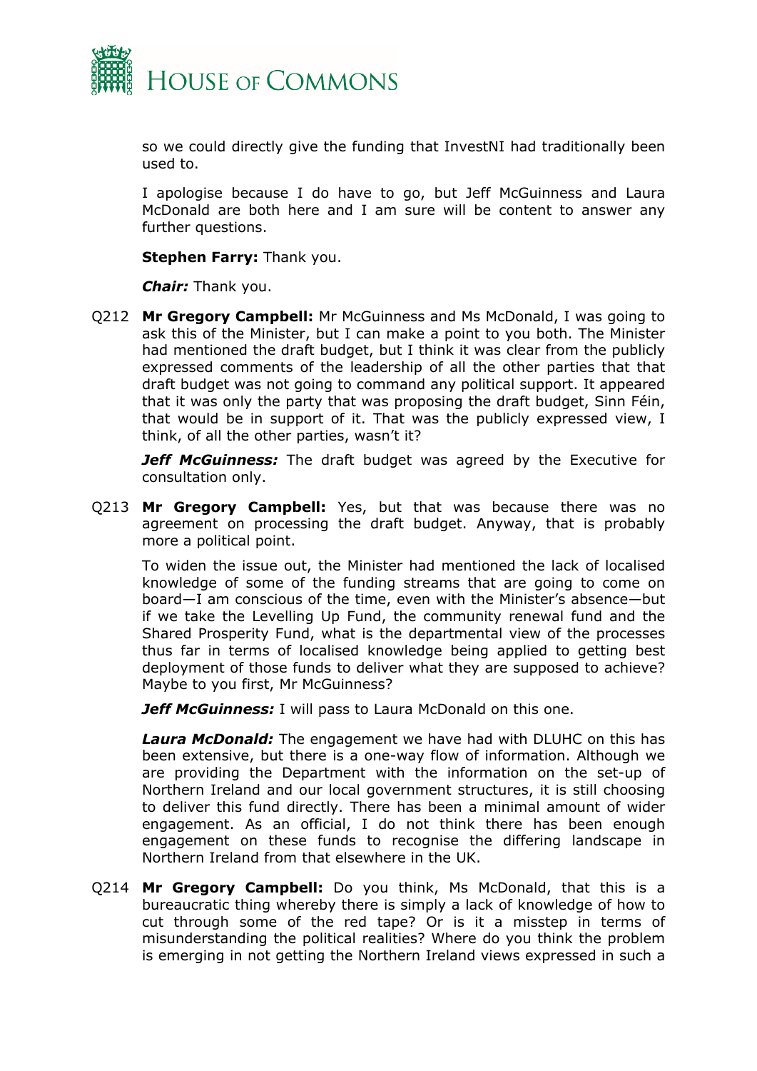so we could directly give the funding that InvestNI had traditionally been used to.

I apologise because I do have to go, but Jeff McGuinness and Laura McDonald are both here and I am sure will be content to answer any further questions.

**Stephen Farry:** Thank you.

***Chair:*** Thank you.

Q212 **Mr Gregory Campbell:** Mr McGuinness and Ms McDonald, I was going to ask this of the Minister, but I can make a point to you both. The Minister had mentioned the draft budget, but I think it was clear from the publicly expressed comments of the leadership of all the other parties that that draft budget was not going to command any political support. It appeared that it was only the party that was proposing the draft budget, Sinn Féin, that would be in support of it. That was the publicly expressed view, I think, of all the other parties, wasn't it?

***Jeff McGuinness:*** The draft budget was agreed by the Executive for consultation only.

Q213 **Mr Gregory Campbell:** Yes, but that was because there was no agreement on processing the draft budget. Anyway, that is probably more a political point.

To widen the issue out, the Minister had mentioned the lack of localised knowledge of some of the funding streams that are going to come on board—I am conscious of the time, even with the Minister's absence—but if we take the Levelling Up Fund, the community renewal fund and the Shared Prosperity Fund, what is the departmental view of the processes thus far in terms of localised knowledge being applied to getting best deployment of those funds to deliver what they are supposed to achieve? Maybe to you first, Mr McGuinness?

***Jeff McGuinness:*** I will pass to Laura McDonald on this one.

***Laura McDonald:*** The engagement we have had with DLUHC on this has been extensive, but there is a one-way flow of information. Although we are providing the Department with the information on the set-up of Northern Ireland and our local government structures, it is still choosing to deliver this fund directly. There has been a minimal amount of wider engagement. As an official, I do not think there has been enough engagement on these funds to recognise the differing landscape in Northern Ireland from that elsewhere in the UK.

Q214 **Mr Gregory Campbell:** Do you think, Ms McDonald, that this is a bureaucratic thing whereby there is simply a lack of knowledge of how to cut through some of the red tape? Or is it a misstep in terms of misunderstanding the political realities? Where do you think the problem is emerging in not getting the Northern Ireland views expressed in such a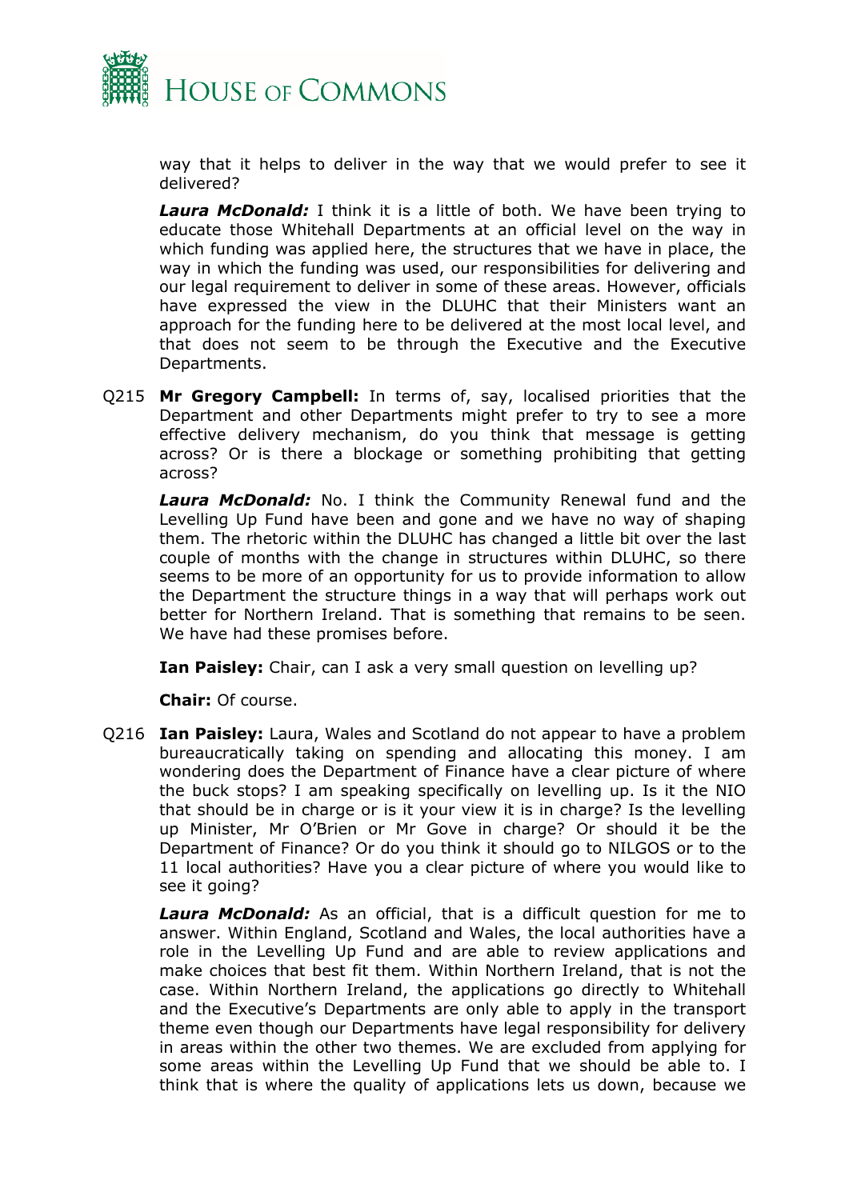way that it helps to deliver in the way that we would prefer to see it delivered?

***Laura McDonald:*** I think it is a little of both. We have been trying to educate those Whitehall Departments at an official level on the way in which funding was applied here, the structures that we have in place, the way in which the funding was used, our responsibilities for delivering and our legal requirement to deliver in some of these areas. However, officials have expressed the view in the DLUHC that their Ministers want an approach for the funding here to be delivered at the most local level, and that does not seem to be through the Executive and the Executive Departments.

Q215 **Mr Gregory Campbell:** In terms of, say, localised priorities that the Department and other Departments might prefer to try to see a more effective delivery mechanism, do you think that message is getting across? Or is there a blockage or something prohibiting that getting across?

***Laura McDonald:*** No. I think the Community Renewal fund and the Levelling Up Fund have been and gone and we have no way of shaping them. The rhetoric within the DLUHC has changed a little bit over the last couple of months with the change in structures within DLUHC, so there seems to be more of an opportunity for us to provide information to allow the Department the structure things in a way that will perhaps work out better for Northern Ireland. That is something that remains to be seen. We have had these promises before.

**Ian Paisley:** Chair, can I ask a very small question on levelling up?

**Chair:** Of course.

Q216 **Ian Paisley:** Laura, Wales and Scotland do not appear to have a problem bureaucratically taking on spending and allocating this money. I am wondering does the Department of Finance have a clear picture of where the buck stops? I am speaking specifically on levelling up. Is it the NIO that should be in charge or is it your view it is in charge? Is the levelling up Minister, Mr O'Brien or Mr Gove in charge? Or should it be the Department of Finance? Or do you think it should go to NILGOS or to the 11 local authorities? Have you a clear picture of where you would like to see it going?

***Laura McDonald:*** As an official, that is a difficult question for me to answer. Within England, Scotland and Wales, the local authorities have a role in the Levelling Up Fund and are able to review applications and make choices that best fit them. Within Northern Ireland, that is not the case. Within Northern Ireland, the applications go directly to Whitehall and the Executive's Departments are only able to apply in the transport theme even though our Departments have legal responsibility for delivery in areas within the other two themes. We are excluded from applying for some areas within the Levelling Up Fund that we should be able to. I think that is where the quality of applications lets us down, because we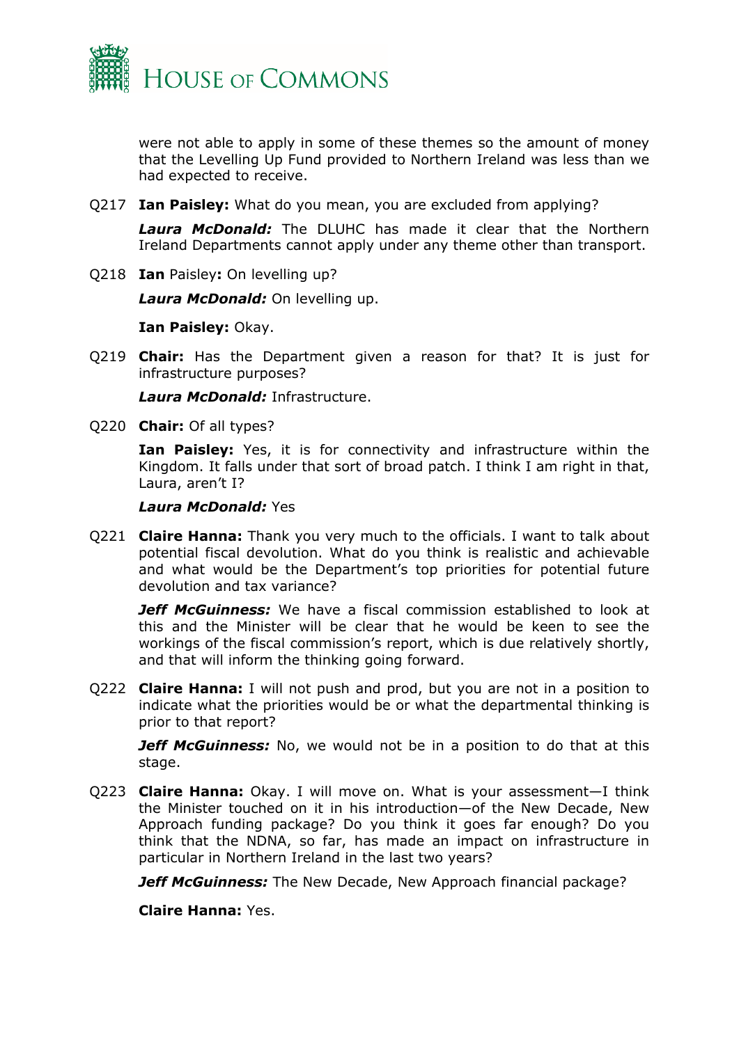were not able to apply in some of these themes so the amount of money that the Levelling Up Fund provided to Northern Ireland was less than we had expected to receive.

Q217 **Ian Paisley:** What do you mean, you are excluded from applying?

***Laura McDonald:*** The DLUHC has made it clear that the Northern Ireland Departments cannot apply under any theme other than transport.

Q218 **Ian** Paisley**:** On levelling up?

***Laura McDonald:*** On levelling up.

**Ian Paisley:** Okay.

Q219 **Chair:** Has the Department given a reason for that? It is just for infrastructure purposes?

***Laura McDonald:*** Infrastructure.

Q220 **Chair:** Of all types?

**Ian Paisley:** Yes, it is for connectivity and infrastructure within the Kingdom. It falls under that sort of broad patch. I think I am right in that, Laura, aren't I?

***Laura McDonald:*** Yes

Q221 **Claire Hanna:** Thank you very much to the officials. I want to talk about potential fiscal devolution. What do you think is realistic and achievable and what would be the Department's top priorities for potential future devolution and tax variance?

***Jeff McGuinness:*** We have a fiscal commission established to look at this and the Minister will be clear that he would be keen to see the workings of the fiscal commission's report, which is due relatively shortly, and that will inform the thinking going forward.

Q222 **Claire Hanna:** I will not push and prod, but you are not in a position to indicate what the priorities would be or what the departmental thinking is prior to that report?

***Jeff McGuinness:*** No, we would not be in a position to do that at this stage.

Q223 **Claire Hanna:** Okay. I will move on. What is your assessment—I think the Minister touched on it in his introduction—of the New Decade, New Approach funding package? Do you think it goes far enough? Do you think that the NDNA, so far, has made an impact on infrastructure in particular in Northern Ireland in the last two years?

***Jeff McGuinness:*** The New Decade, New Approach financial package?

**Claire Hanna:** Yes.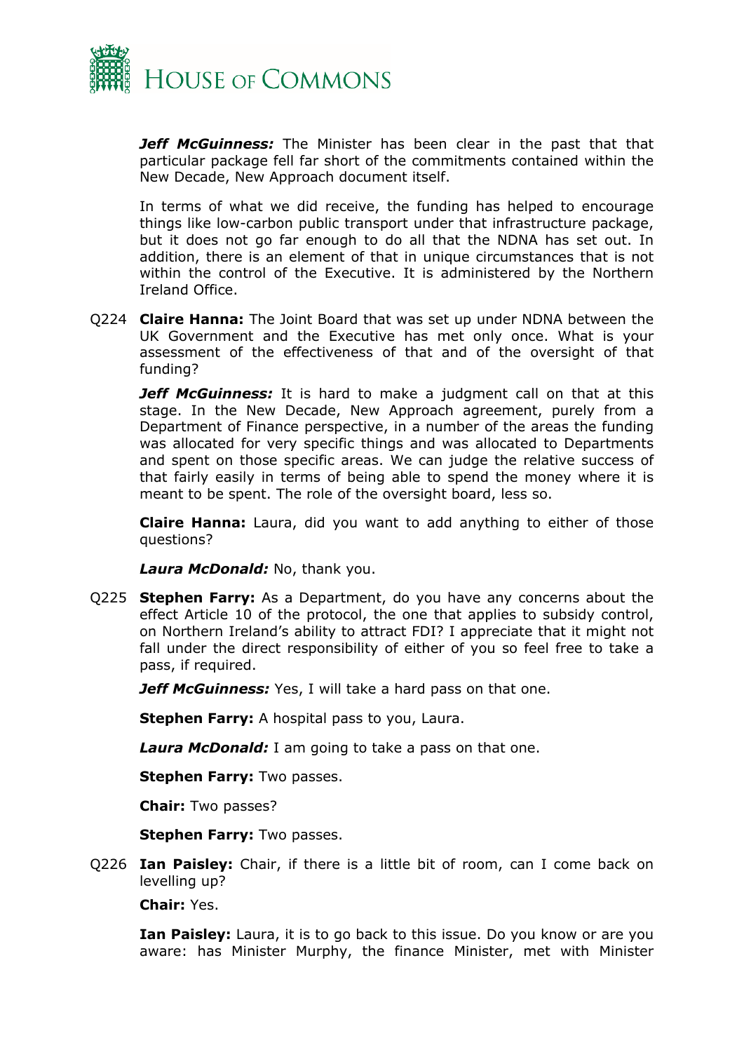***Jeff McGuinness:*** The Minister has been clear in the past that that particular package fell far short of the commitments contained within the New Decade, New Approach document itself.

In terms of what we did receive, the funding has helped to encourage things like low-carbon public transport under that infrastructure package, but it does not go far enough to do all that the NDNA has set out. In addition, there is an element of that in unique circumstances that is not within the control of the Executive. It is administered by the Northern Ireland Office.

Q224 **Claire Hanna:** The Joint Board that was set up under NDNA between the UK Government and the Executive has met only once. What is your assessment of the effectiveness of that and of the oversight of that funding?

***Jeff McGuinness:*** It is hard to make a judgment call on that at this stage. In the New Decade, New Approach agreement, purely from a Department of Finance perspective, in a number of the areas the funding was allocated for very specific things and was allocated to Departments and spent on those specific areas. We can judge the relative success of that fairly easily in terms of being able to spend the money where it is meant to be spent. The role of the oversight board, less so.

**Claire Hanna:** Laura, did you want to add anything to either of those questions?

***Laura McDonald:*** No, thank you.

Q225 **Stephen Farry:** As a Department, do you have any concerns about the effect Article 10 of the protocol, the one that applies to subsidy control, on Northern Ireland's ability to attract FDI? I appreciate that it might not fall under the direct responsibility of either of you so feel free to take a pass, if required.

***Jeff McGuinness:*** Yes, I will take a hard pass on that one.

**Stephen Farry:** A hospital pass to you, Laura.

***Laura McDonald:*** I am going to take a pass on that one.

**Stephen Farry:** Two passes.

**Chair:** Two passes?

**Stephen Farry:** Two passes.

Q226 **Ian Paisley:** Chair, if there is a little bit of room, can I come back on levelling up?

**Chair:** Yes.

**Ian Paisley:** Laura, it is to go back to this issue. Do you know or are you aware: has Minister Murphy, the finance Minister, met with Minister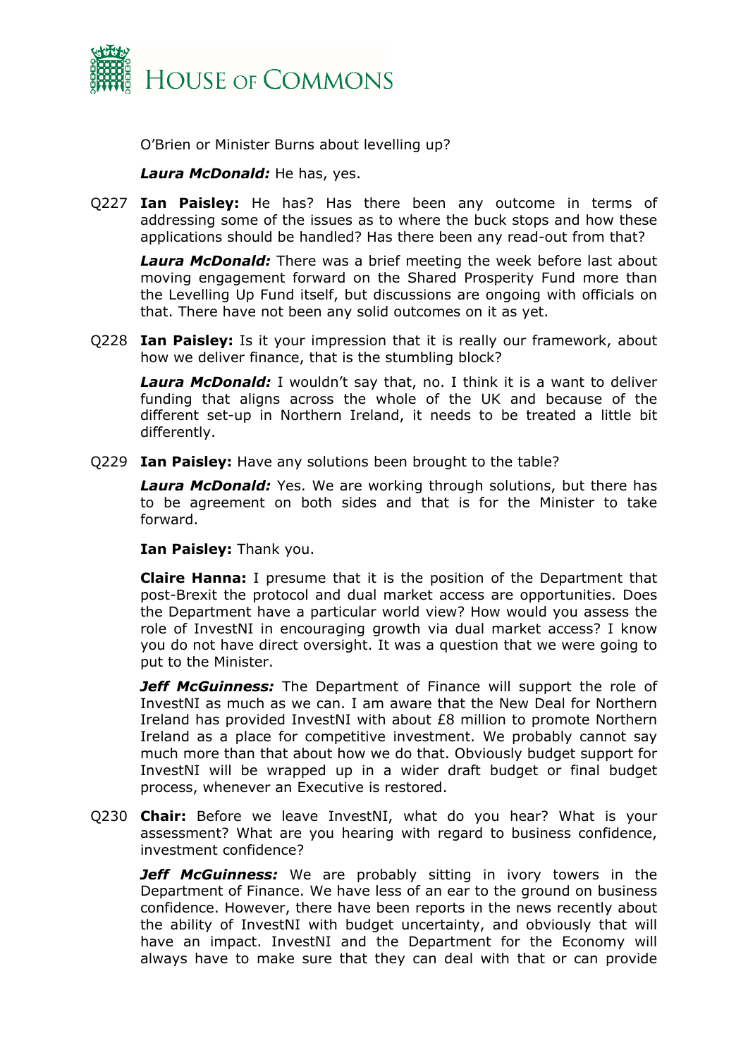O'Brien or Minister Burns about levelling up?

***Laura McDonald:*** He has, yes.

Q227 **Ian Paisley:** He has? Has there been any outcome in terms of addressing some of the issues as to where the buck stops and how these applications should be handled? Has there been any read-out from that?

***Laura McDonald:*** There was a brief meeting the week before last about moving engagement forward on the Shared Prosperity Fund more than the Levelling Up Fund itself, but discussions are ongoing with officials on that. There have not been any solid outcomes on it as yet.

Q228 **Ian Paisley:** Is it your impression that it is really our framework, about how we deliver finance, that is the stumbling block?

***Laura McDonald:*** I wouldn't say that, no. I think it is a want to deliver funding that aligns across the whole of the UK and because of the different set-up in Northern Ireland, it needs to be treated a little bit differently.

Q229 **Ian Paisley:** Have any solutions been brought to the table?

***Laura McDonald:*** Yes. We are working through solutions, but there has to be agreement on both sides and that is for the Minister to take forward.

**Ian Paisley:** Thank you.

**Claire Hanna:** I presume that it is the position of the Department that post-Brexit the protocol and dual market access are opportunities. Does the Department have a particular world view? How would you assess the role of InvestNI in encouraging growth via dual market access? I know you do not have direct oversight. It was a question that we were going to put to the Minister.

***Jeff McGuinness:*** The Department of Finance will support the role of InvestNI as much as we can. I am aware that the New Deal for Northern Ireland has provided InvestNI with about £8 million to promote Northern Ireland as a place for competitive investment. We probably cannot say much more than that about how we do that. Obviously budget support for InvestNI will be wrapped up in a wider draft budget or final budget process, whenever an Executive is restored.

Q230 **Chair:** Before we leave InvestNI, what do you hear? What is your assessment? What are you hearing with regard to business confidence, investment confidence?

***Jeff McGuinness:*** We are probably sitting in ivory towers in the Department of Finance. We have less of an ear to the ground on business confidence. However, there have been reports in the news recently about the ability of InvestNI with budget uncertainty, and obviously that will have an impact. InvestNI and the Department for the Economy will always have to make sure that they can deal with that or can provide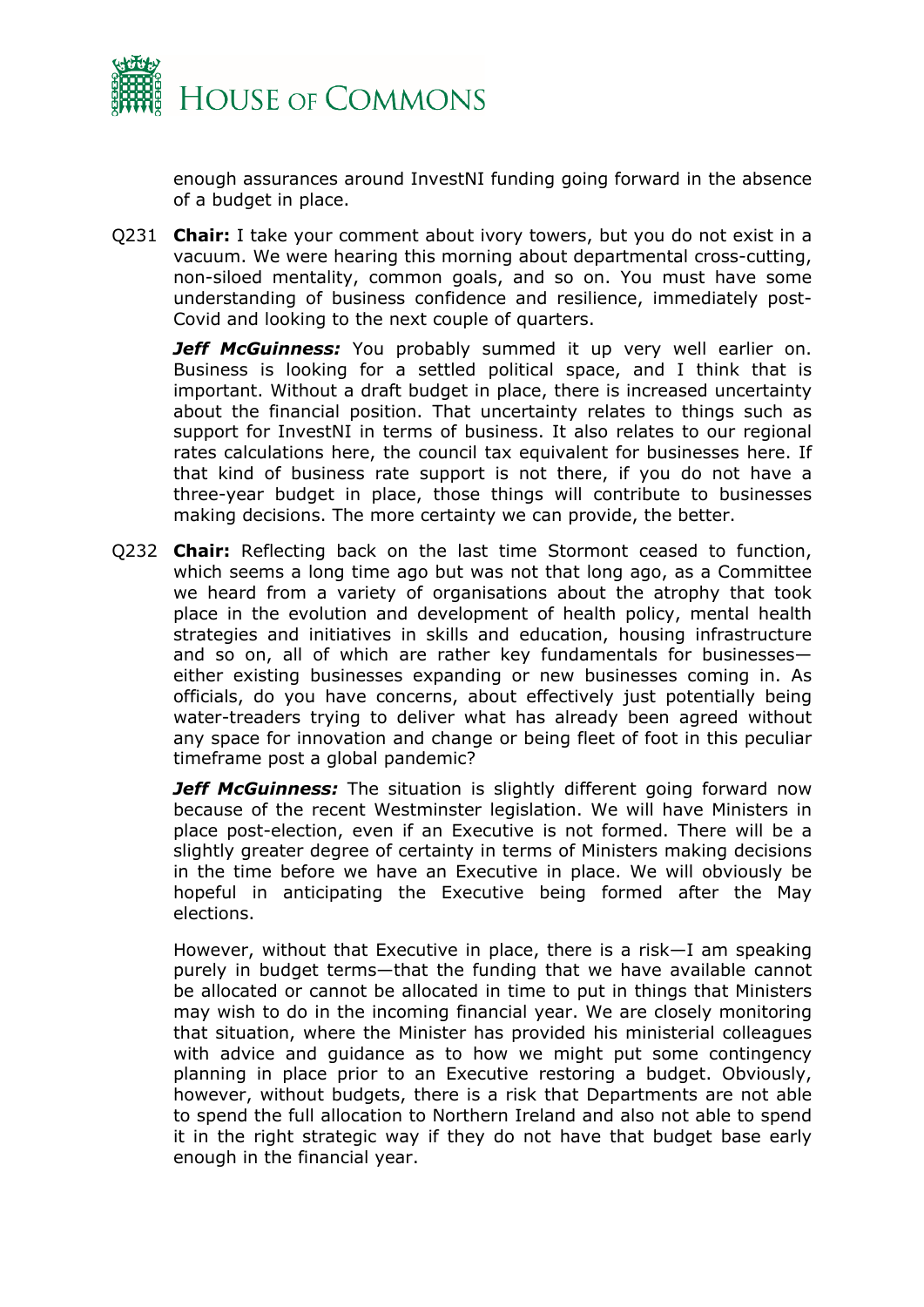enough assurances around InvestNI funding going forward in the absence of a budget in place.

Q231 **Chair:** I take your comment about ivory towers, but you do not exist in a vacuum. We were hearing this morning about departmental cross-cutting, non-siloed mentality, common goals, and so on. You must have some understanding of business confidence and resilience, immediately post-Covid and looking to the next couple of quarters.

***Jeff McGuinness:*** You probably summed it up very well earlier on. Business is looking for a settled political space, and I think that is important. Without a draft budget in place, there is increased uncertainty about the financial position. That uncertainty relates to things such as support for InvestNI in terms of business. It also relates to our regional rates calculations here, the council tax equivalent for businesses here. If that kind of business rate support is not there, if you do not have a three-year budget in place, those things will contribute to businesses making decisions. The more certainty we can provide, the better.

Q232 **Chair:** Reflecting back on the last time Stormont ceased to function, which seems a long time ago but was not that long ago, as a Committee we heard from a variety of organisations about the atrophy that took place in the evolution and development of health policy, mental health strategies and initiatives in skills and education, housing infrastructure and so on, all of which are rather key fundamentals for businesses—either existing businesses expanding or new businesses coming in. As officials, do you have concerns, about effectively just potentially being water-treaders trying to deliver what has already been agreed without any space for innovation and change or being fleet of foot in this peculiar timeframe post a global pandemic?

***Jeff McGuinness:*** The situation is slightly different going forward now because of the recent Westminster legislation. We will have Ministers in place post-election, even if an Executive is not formed. There will be a slightly greater degree of certainty in terms of Ministers making decisions in the time before we have an Executive in place. We will obviously be hopeful in anticipating the Executive being formed after the May elections.

However, without that Executive in place, there is a risk—I am speaking purely in budget terms—that the funding that we have available cannot be allocated or cannot be allocated in time to put in things that Ministers may wish to do in the incoming financial year. We are closely monitoring that situation, where the Minister has provided his ministerial colleagues with advice and guidance as to how we might put some contingency planning in place prior to an Executive restoring a budget. Obviously, however, without budgets, there is a risk that Departments are not able to spend the full allocation to Northern Ireland and also not able to spend it in the right strategic way if they do not have that budget base early enough in the financial year.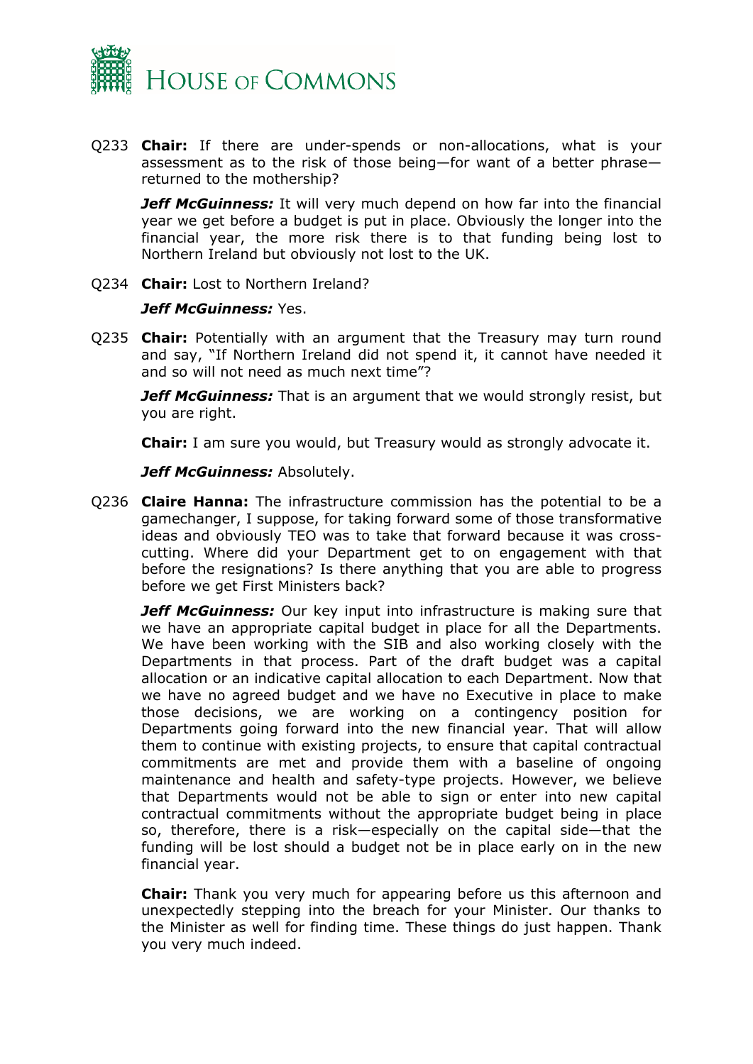Q233 **Chair:** If there are under-spends or non-allocations, what is your assessment as to the risk of those being—for want of a better phrase—returned to the mothership?

***Jeff McGuinness:*** It will very much depend on how far into the financial year we get before a budget is put in place. Obviously the longer into the financial year, the more risk there is to that funding being lost to Northern Ireland but obviously not lost to the UK.

Q234 **Chair:** Lost to Northern Ireland?

***Jeff McGuinness:*** Yes.

Q235 **Chair:** Potentially with an argument that the Treasury may turn round and say, "If Northern Ireland did not spend it, it cannot have needed it and so will not need as much next time"?

***Jeff McGuinness:*** That is an argument that we would strongly resist, but you are right.

**Chair:** I am sure you would, but Treasury would as strongly advocate it.

***Jeff McGuinness:*** Absolutely.

Q236 **Claire Hanna:** The infrastructure commission has the potential to be a gamechanger, I suppose, for taking forward some of those transformative ideas and obviously TEO was to take that forward because it was cross-cutting. Where did your Department get to on engagement with that before the resignations? Is there anything that you are able to progress before we get First Ministers back?

***Jeff McGuinness:*** Our key input into infrastructure is making sure that we have an appropriate capital budget in place for all the Departments. We have been working with the SIB and also working closely with the Departments in that process. Part of the draft budget was a capital allocation or an indicative capital allocation to each Department. Now that we have no agreed budget and we have no Executive in place to make those decisions, we are working on a contingency position for Departments going forward into the new financial year. That will allow them to continue with existing projects, to ensure that capital contractual commitments are met and provide them with a baseline of ongoing maintenance and health and safety-type projects. However, we believe that Departments would not be able to sign or enter into new capital contractual commitments without the appropriate budget being in place so, therefore, there is a risk—especially on the capital side—that the funding will be lost should a budget not be in place early on in the new financial year.

**Chair:** Thank you very much for appearing before us this afternoon and unexpectedly stepping into the breach for your Minister. Our thanks to the Minister as well for finding time. These things do just happen. Thank you very much indeed.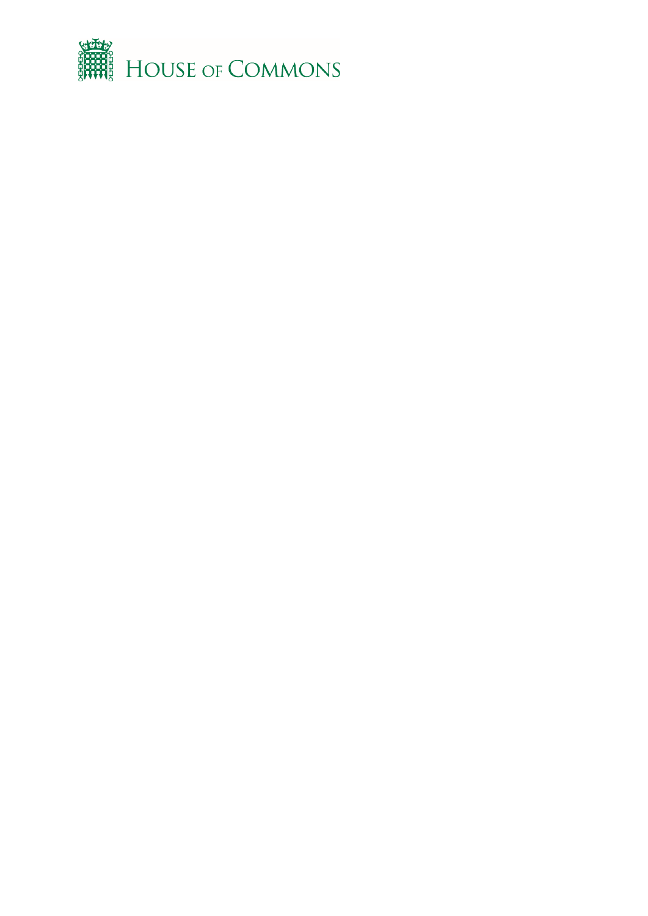HOUSE OF COMMONS